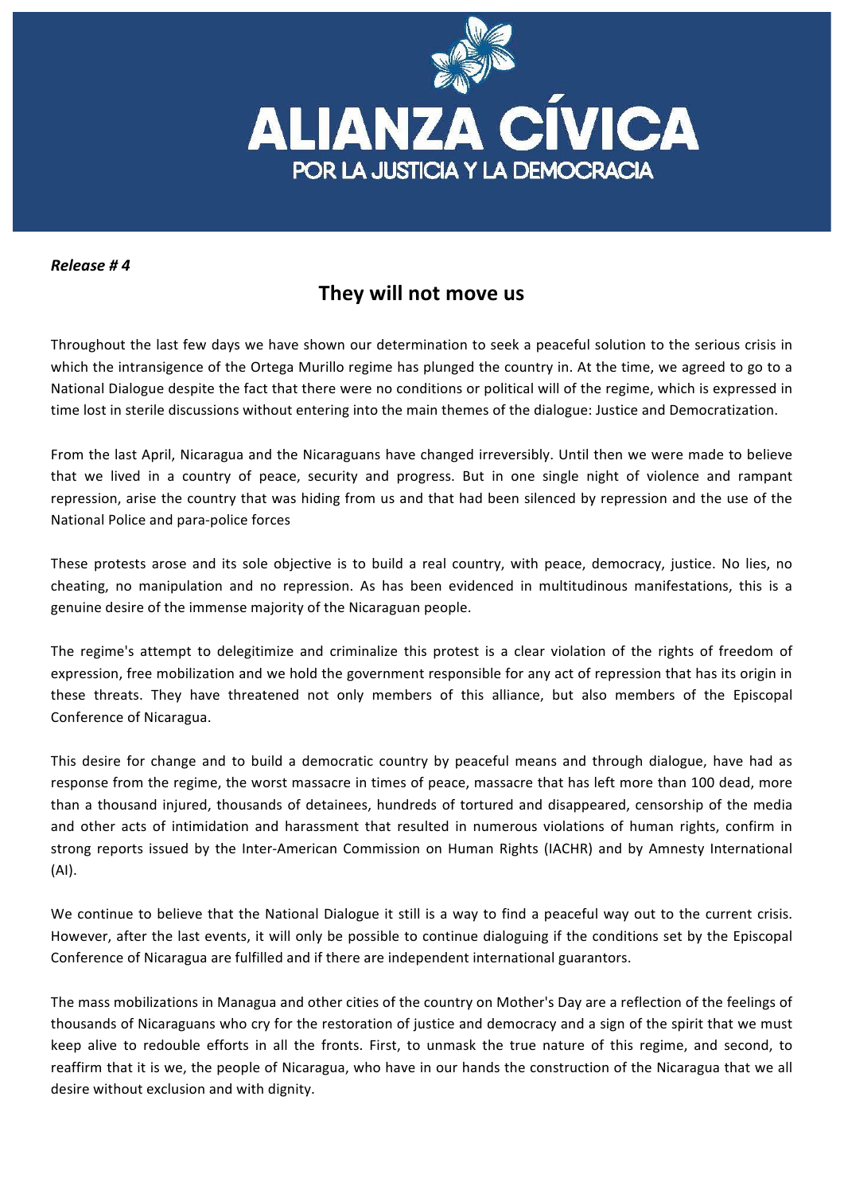# ALIANZA CÍVICA

POR LA JUSTICIA Y LA DEMOCRACIA

***Release # 4***

## They will not move us

Throughout the last few days we have shown our determination to seek a peaceful solution to the serious crisis in which the intransigence of the Ortega Murillo regime has plunged the country in. At the time, we agreed to go to a National Dialogue despite the fact that there were no conditions or political will of the regime, which is expressed in time lost in sterile discussions without entering into the main themes of the dialogue: Justice and Democratization.

From the last April, Nicaragua and the Nicaraguans have changed irreversibly. Until then we were made to believe that we lived in a country of peace, security and progress. But in one single night of violence and rampant repression, arise the country that was hiding from us and that had been silenced by repression and the use of the National Police and para-police forces

These protests arose and its sole objective is to build a real country, with peace, democracy, justice. No lies, no cheating, no manipulation and no repression. As has been evidenced in multitudinous manifestations, this is a genuine desire of the immense majority of the Nicaraguan people.

The regime's attempt to delegitimize and criminalize this protest is a clear violation of the rights of freedom of expression, free mobilization and we hold the government responsible for any act of repression that has its origin in these threats. They have threatened not only members of this alliance, but also members of the Episcopal Conference of Nicaragua.

This desire for change and to build a democratic country by peaceful means and through dialogue, have had as response from the regime, the worst massacre in times of peace, massacre that has left more than 100 dead, more than a thousand injured, thousands of detainees, hundreds of tortured and disappeared, censorship of the media and other acts of intimidation and harassment that resulted in numerous violations of human rights, confirm in strong reports issued by the Inter-American Commission on Human Rights (IACHR) and by Amnesty International (AI).

We continue to believe that the National Dialogue it still is a way to find a peaceful way out to the current crisis. However, after the last events, it will only be possible to continue dialoguing if the conditions set by the Episcopal Conference of Nicaragua are fulfilled and if there are independent international guarantors.

The mass mobilizations in Managua and other cities of the country on Mother's Day are a reflection of the feelings of thousands of Nicaraguans who cry for the restoration of justice and democracy and a sign of the spirit that we must keep alive to redouble efforts in all the fronts. First, to unmask the true nature of this regime, and second, to reaffirm that it is we, the people of Nicaragua, who have in our hands the construction of the Nicaragua that we all desire without exclusion and with dignity.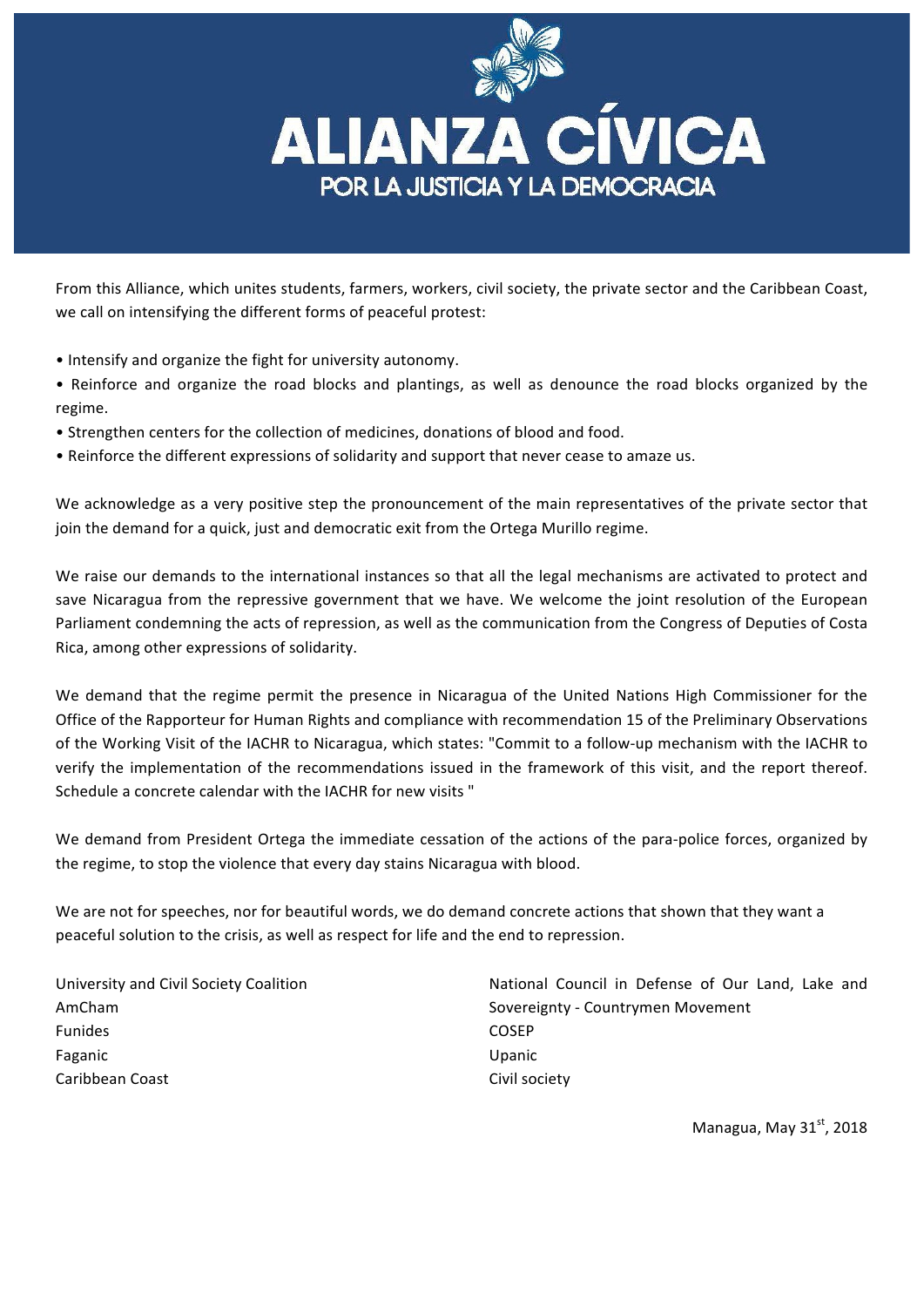# ALIANZA CÍVICA

## POR LA JUSTICIA Y LA DEMOCRACIA

From this Alliance, which unites students, farmers, workers, civil society, the private sector and the Caribbean Coast, we call on intensifying the different forms of peaceful protest:

- Intensify and organize the fight for university autonomy.
- Reinforce and organize the road blocks and plantings, as well as denounce the road blocks organized by the regime.
- Strengthen centers for the collection of medicines, donations of blood and food.
- Reinforce the different expressions of solidarity and support that never cease to amaze us.

We acknowledge as a very positive step the pronouncement of the main representatives of the private sector that join the demand for a quick, just and democratic exit from the Ortega Murillo regime.

We raise our demands to the international instances so that all the legal mechanisms are activated to protect and save Nicaragua from the repressive government that we have. We welcome the joint resolution of the European Parliament condemning the acts of repression, as well as the communication from the Congress of Deputies of Costa Rica, among other expressions of solidarity.

We demand that the regime permit the presence in Nicaragua of the United Nations High Commissioner for the Office of the Rapporteur for Human Rights and compliance with recommendation 15 of the Preliminary Observations of the Working Visit of the IACHR to Nicaragua, which states: "Commit to a follow-up mechanism with the IACHR to verify the implementation of the recommendations issued in the framework of this visit, and the report thereof. Schedule a concrete calendar with the IACHR for new visits "

We demand from President Ortega the immediate cessation of the actions of the para-police forces, organized by the regime, to stop the violence that every day stains Nicaragua with blood.

We are not for speeches, nor for beautiful words, we do demand concrete actions that shown that they want a peaceful solution to the crisis, as well as respect for life and the end to repression.

University and Civil Society Coalition
AmCham
Funides
Faganic
Caribbean Coast

National Council in Defense of Our Land, Lake and Sovereignty - Countrymen Movement
COSEP
Upanic
Civil society

Managua, May 31st, 2018